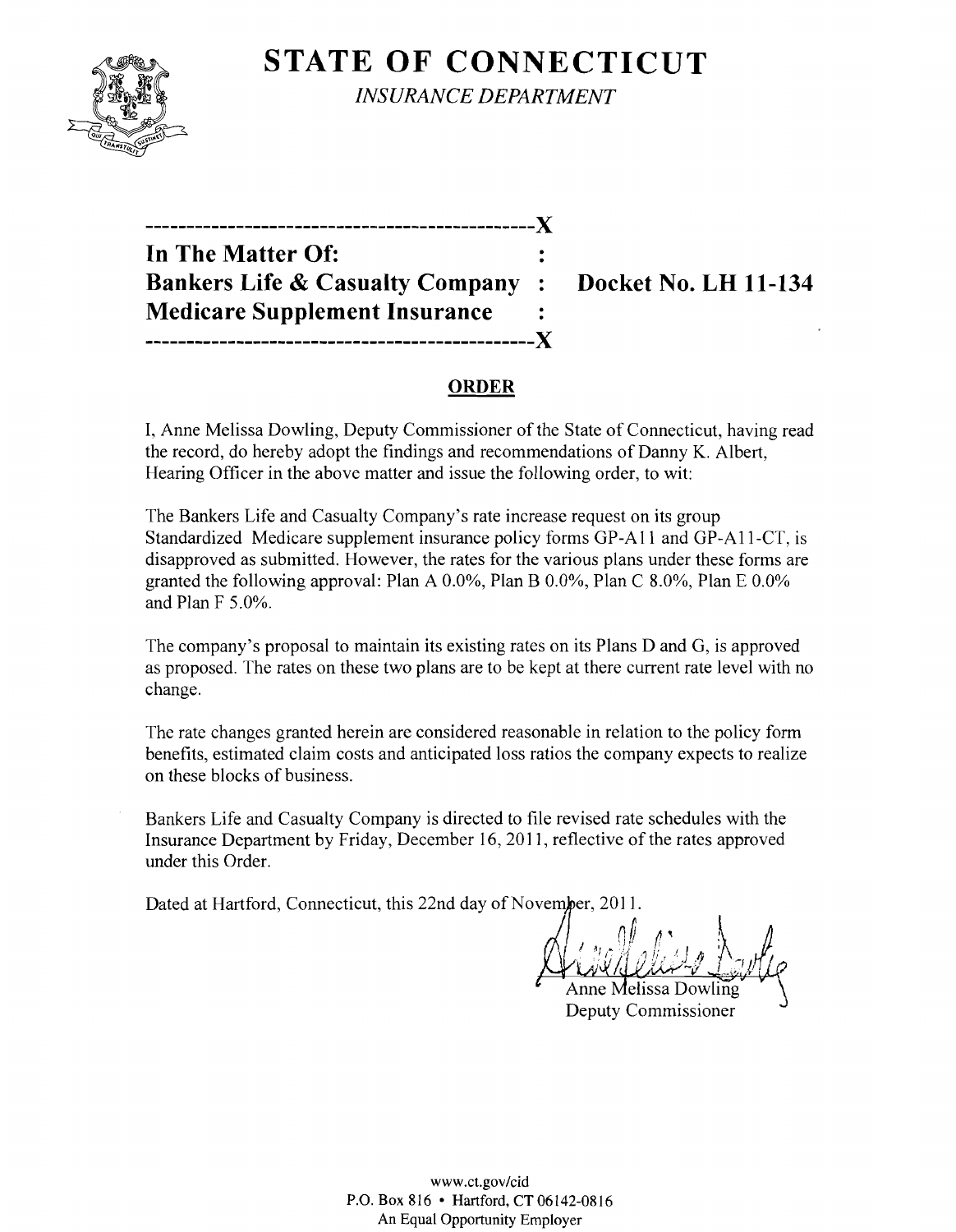# STATE OF CONNECTICUT

*INSURANCE DEPARTMENT*

---

**In The Matter Of:**
**Bankers Life & Casualty Company : Docket No. LH 11-134**
**Medicare Supplement Insurance**

---

## ORDER

I, Anne Melissa Dowling, Deputy Commissioner of the State of Connecticut, having read the record, do hereby adopt the findings and recommendations of Danny K. Albert, Hearing Officer in the above matter and issue the following order, to wit:

The Bankers Life and Casualty Company's rate increase request on its group Standardized Medicare supplement insurance policy forms GP-A11 and GP-A11-CT, is disapproved as submitted. However, the rates for the various plans under these forms are granted the following approval: Plan A 0.0%, Plan B 0.0%, Plan C 8.0%, Plan E 0.0% and Plan F 5.0%.

The company's proposal to maintain its existing rates on its Plans D and G, is approved as proposed. The rates on these two plans are to be kept at there current rate level with no change.

The rate changes granted herein are considered reasonable in relation to the policy form benefits, estimated claim costs and anticipated loss ratios the company expects to realize on these blocks of business.

Bankers Life and Casualty Company is directed to file revised rate schedules with the Insurance Department by Friday, December 16, 2011, reflective of the rates approved under this Order.

Dated at Hartford, Connecticut, this 22nd day of November, 2011.

Anne Melissa Dowling
Deputy Commissioner

www.ct.gov/cid
P.O. Box 816 • Hartford, CT 06142-0816
An Equal Opportunity Employer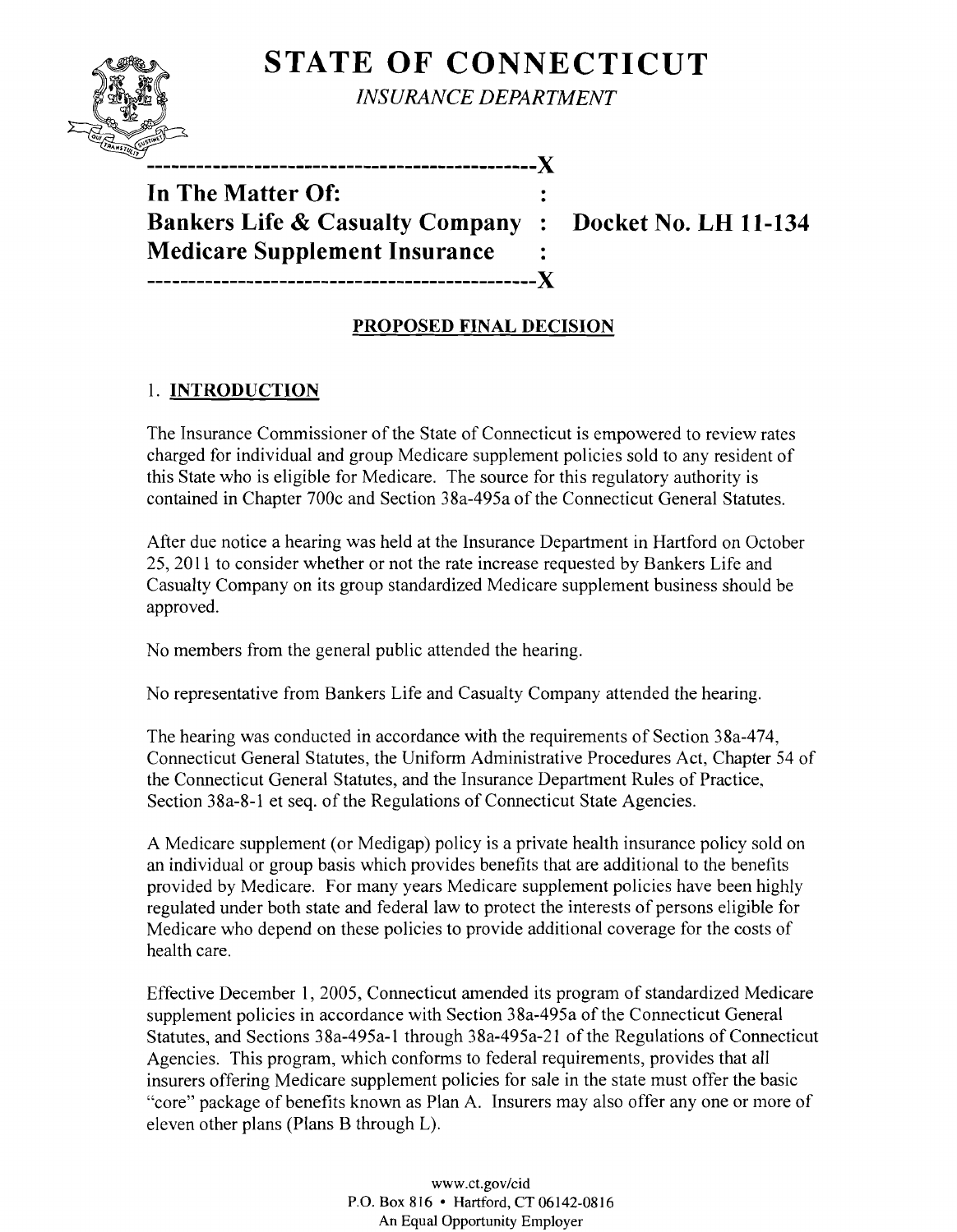# STATE OF CONNECTICUT

*INSURANCE DEPARTMENT*

---

**In The Matter Of:**
**Bankers Life & Casualty Company : Docket No. LH 11-134**
**Medicare Supplement Insurance**

---

## PROPOSED FINAL DECISION

### 1. INTRODUCTION

The Insurance Commissioner of the State of Connecticut is empowered to review rates charged for individual and group Medicare supplement policies sold to any resident of this State who is eligible for Medicare. The source for this regulatory authority is contained in Chapter 700c and Section 38a-495a of the Connecticut General Statutes.

After due notice a hearing was held at the Insurance Department in Hartford on October 25, 2011 to consider whether or not the rate increase requested by Bankers Life and Casualty Company on its group standardized Medicare supplement business should be approved.

No members from the general public attended the hearing.

No representative from Bankers Life and Casualty Company attended the hearing.

The hearing was conducted in accordance with the requirements of Section 38a-474, Connecticut General Statutes, the Uniform Administrative Procedures Act, Chapter 54 of the Connecticut General Statutes, and the Insurance Department Rules of Practice, Section 38a-8-1 et seq. of the Regulations of Connecticut State Agencies.

A Medicare supplement (or Medigap) policy is a private health insurance policy sold on an individual or group basis which provides benefits that are additional to the benefits provided by Medicare. For many years Medicare supplement policies have been highly regulated under both state and federal law to protect the interests of persons eligible for Medicare who depend on these policies to provide additional coverage for the costs of health care.

Effective December 1, 2005, Connecticut amended its program of standardized Medicare supplement policies in accordance with Section 38a-495a of the Connecticut General Statutes, and Sections 38a-495a-1 through 38a-495a-21 of the Regulations of Connecticut Agencies. This program, which conforms to federal requirements, provides that all insurers offering Medicare supplement policies for sale in the state must offer the basic "core" package of benefits known as Plan A. Insurers may also offer any one or more of eleven other plans (Plans B through L).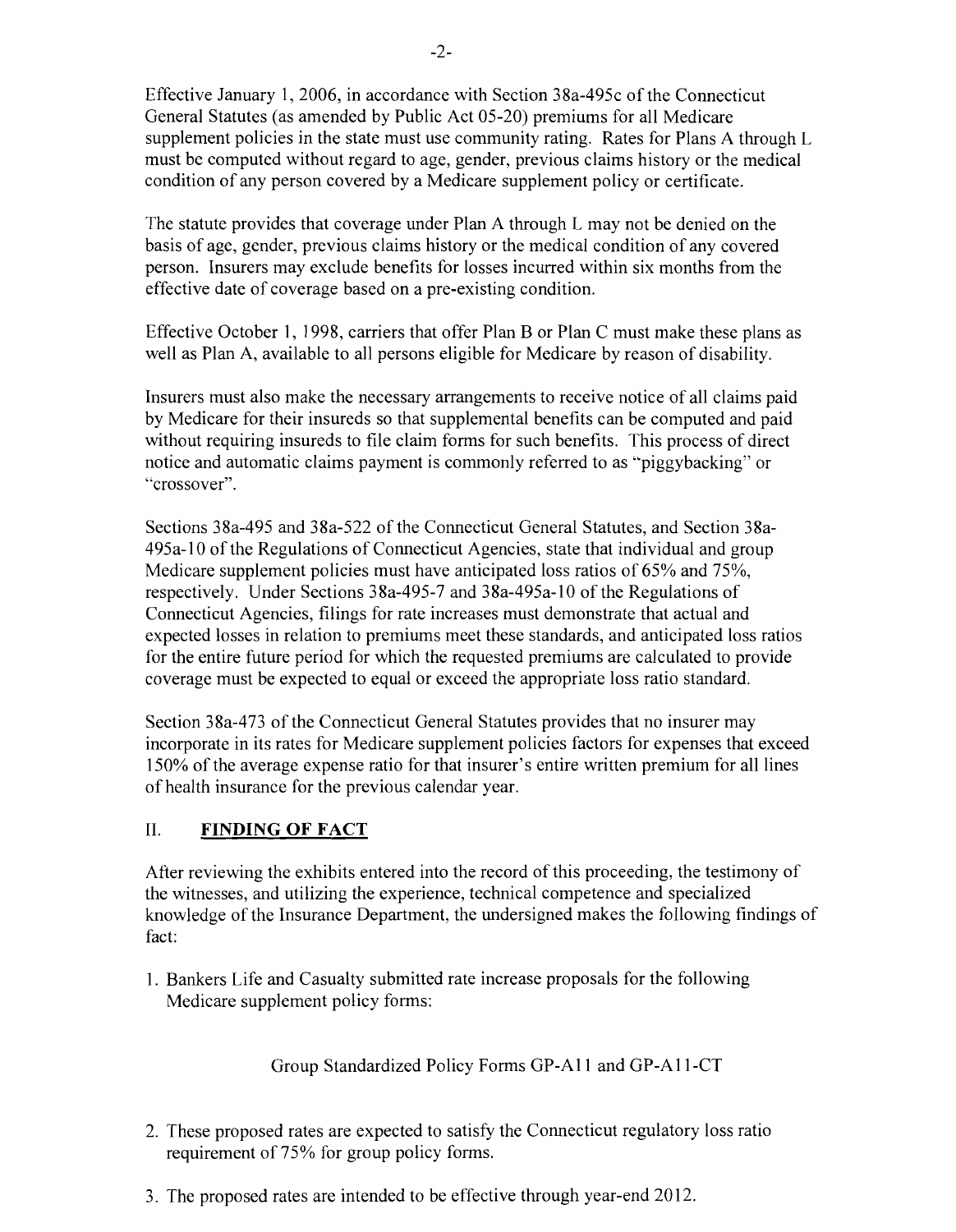Effective January 1, 2006, in accordance with Section 38a-495c of the Connecticut General Statutes (as amended by Public Act 05-20) premiums for all Medicare supplement policies in the state must use community rating. Rates for Plans A through L must be computed without regard to age, gender, previous claims history or the medical condition of any person covered by a Medicare supplement policy or certificate.

The statute provides that coverage under Plan A through L may not be denied on the basis of age, gender, previous claims history or the medical condition of any covered person. Insurers may exclude benefits for losses incurred within six months from the effective date of coverage based on a pre-existing condition.

Effective October 1, 1998, carriers that offer Plan B or Plan C must make these plans as well as Plan A, available to all persons eligible for Medicare by reason of disability.

Insurers must also make the necessary arrangements to receive notice of all claims paid by Medicare for their insureds so that supplemental benefits can be computed and paid without requiring insureds to file claim forms for such benefits. This process of direct notice and automatic claims payment is commonly referred to as "piggybacking" or "crossover".

Sections 38a-495 and 38a-522 of the Connecticut General Statutes, and Section 38a-495a-10 of the Regulations of Connecticut Agencies, state that individual and group Medicare supplement policies must have anticipated loss ratios of 65% and 75%, respectively. Under Sections 38a-495-7 and 38a-495a-10 of the Regulations of Connecticut Agencies, filings for rate increases must demonstrate that actual and expected losses in relation to premiums meet these standards, and anticipated loss ratios for the entire future period for which the requested premiums are calculated to provide coverage must be expected to equal or exceed the appropriate loss ratio standard.

Section 38a-473 of the Connecticut General Statutes provides that no insurer may incorporate in its rates for Medicare supplement policies factors for expenses that exceed 150% of the average expense ratio for that insurer's entire written premium for all lines of health insurance for the previous calendar year.

## II. FINDING OF FACT

After reviewing the exhibits entered into the record of this proceeding, the testimony of the witnesses, and utilizing the experience, technical competence and specialized knowledge of the Insurance Department, the undersigned makes the following findings of fact:

1. Bankers Life and Casualty submitted rate increase proposals for the following Medicare supplement policy forms:

   Group Standardized Policy Forms GP-A11 and GP-A11-CT

2. These proposed rates are expected to satisfy the Connecticut regulatory loss ratio requirement of 75% for group policy forms.

3. The proposed rates are intended to be effective through year-end 2012.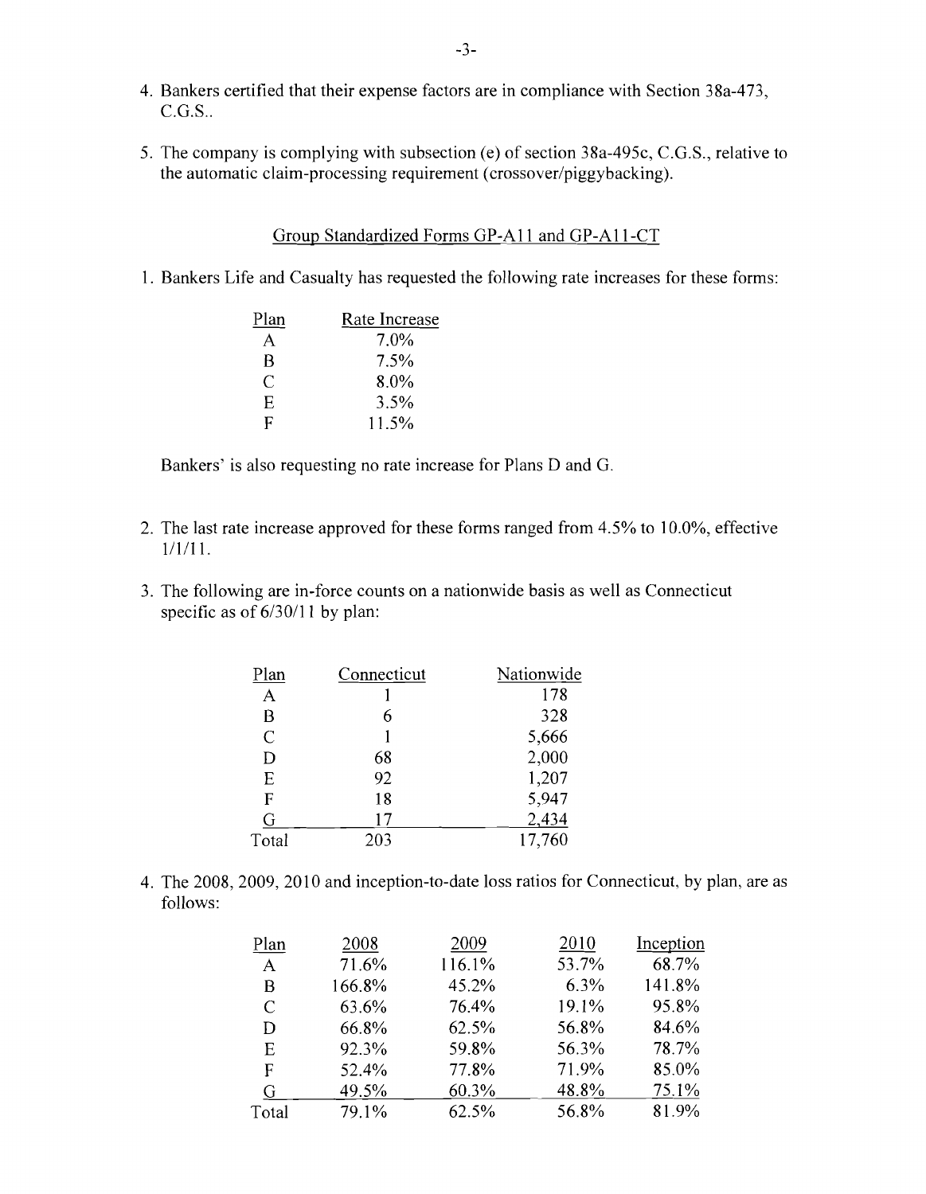4. Bankers certified that their expense factors are in compliance with Section 38a-473, C.G.S..

5. The company is complying with subsection (e) of section 38a-495c, C.G.S., relative to the automatic claim-processing requirement (crossover/piggybacking).

## Group Standardized Forms GP-A11 and GP-A11-CT

1. Bankers Life and Casualty has requested the following rate increases for these forms:

| Plan | Rate Increase |
|---|---|
| A | 7.0% |
| B | 7.5% |
| C | 8.0% |
| E | 3.5% |
| F | 11.5% |

   Bankers' is also requesting no rate increase for Plans D and G.

2. The last rate increase approved for these forms ranged from 4.5% to 10.0%, effective 1/1/11.

3. The following are in-force counts on a nationwide basis as well as Connecticut specific as of 6/30/11 by plan:

| Plan | Connecticut | Nationwide |
|---|---|---|
| A | 1 | 178 |
| B | 6 | 328 |
| C | 1 | 5,666 |
| D | 68 | 2,000 |
| E | 92 | 1,207 |
| F | 18 | 5,947 |
| G | 17 | 2,434 |
| Total | 203 | 17,760 |

4. The 2008, 2009, 2010 and inception-to-date loss ratios for Connecticut, by plan, are as follows:

| Plan | 2008 | 2009 | 2010 | Inception |
|---|---|---|---|---|
| A | 71.6% | 116.1% | 53.7% | 68.7% |
| B | 166.8% | 45.2% | 6.3% | 141.8% |
| C | 63.6% | 76.4% | 19.1% | 95.8% |
| D | 66.8% | 62.5% | 56.8% | 84.6% |
| E | 92.3% | 59.8% | 56.3% | 78.7% |
| F | 52.4% | 77.8% | 71.9% | 85.0% |
| G | 49.5% | 60.3% | 48.8% | 75.1% |
| Total | 79.1% | 62.5% | 56.8% | 81.9% |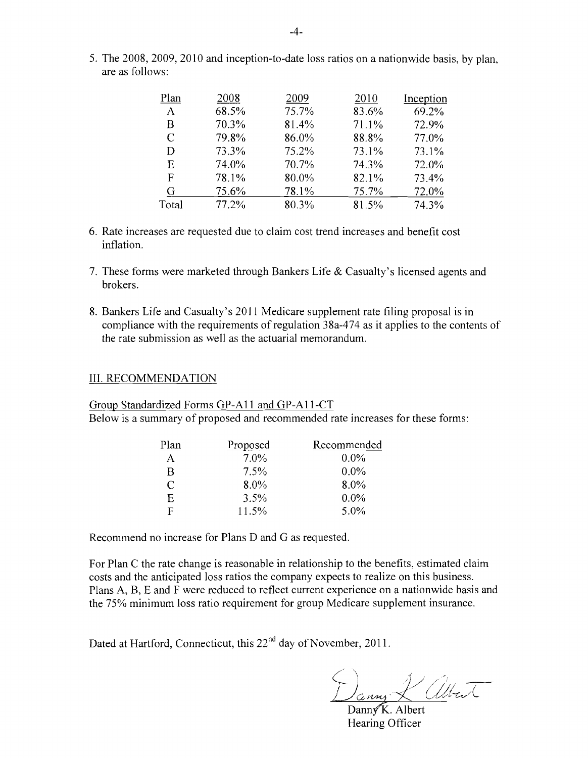5. The 2008, 2009, 2010 and inception-to-date loss ratios on a nationwide basis, by plan, are as follows:

| Plan | 2008 | 2009 | 2010 | Inception |
|---|---|---|---|---|
| A | 68.5% | 75.7% | 83.6% | 69.2% |
| B | 70.3% | 81.4% | 71.1% | 72.9% |
| C | 79.8% | 86.0% | 88.8% | 77.0% |
| D | 73.3% | 75.2% | 73.1% | 73.1% |
| E | 74.0% | 70.7% | 74.3% | 72.0% |
| F | 78.1% | 80.0% | 82.1% | 73.4% |
| G | 75.6% | 78.1% | 75.7% | 72.0% |
| Total | 77.2% | 80.3% | 81.5% | 74.3% |

6. Rate increases are requested due to claim cost trend increases and benefit cost inflation.

7. These forms were marketed through Bankers Life & Casualty's licensed agents and brokers.

8. Bankers Life and Casualty's 2011 Medicare supplement rate filing proposal is in compliance with the requirements of regulation 38a-474 as it applies to the contents of the rate submission as well as the actuarial memorandum.

## III. RECOMMENDATION

Group Standardized Forms GP-A11 and GP-A11-CT

Below is a summary of proposed and recommended rate increases for these forms:

| Plan | Proposed | Recommended |
|---|---|---|
| A | 7.0% | 0.0% |
| B | 7.5% | 0.0% |
| C | 8.0% | 8.0% |
| E | 3.5% | 0.0% |
| F | 11.5% | 5.0% |

Recommend no increase for Plans D and G as requested.

For Plan C the rate change is reasonable in relationship to the benefits, estimated claim costs and the anticipated loss ratios the company expects to realize on this business. Plans A, B, E and F were reduced to reflect current experience on a nationwide basis and the 75% minimum loss ratio requirement for group Medicare supplement insurance.

Dated at Hartford, Connecticut, this 22nd day of November, 2011.

Danny K. Albert
Hearing Officer